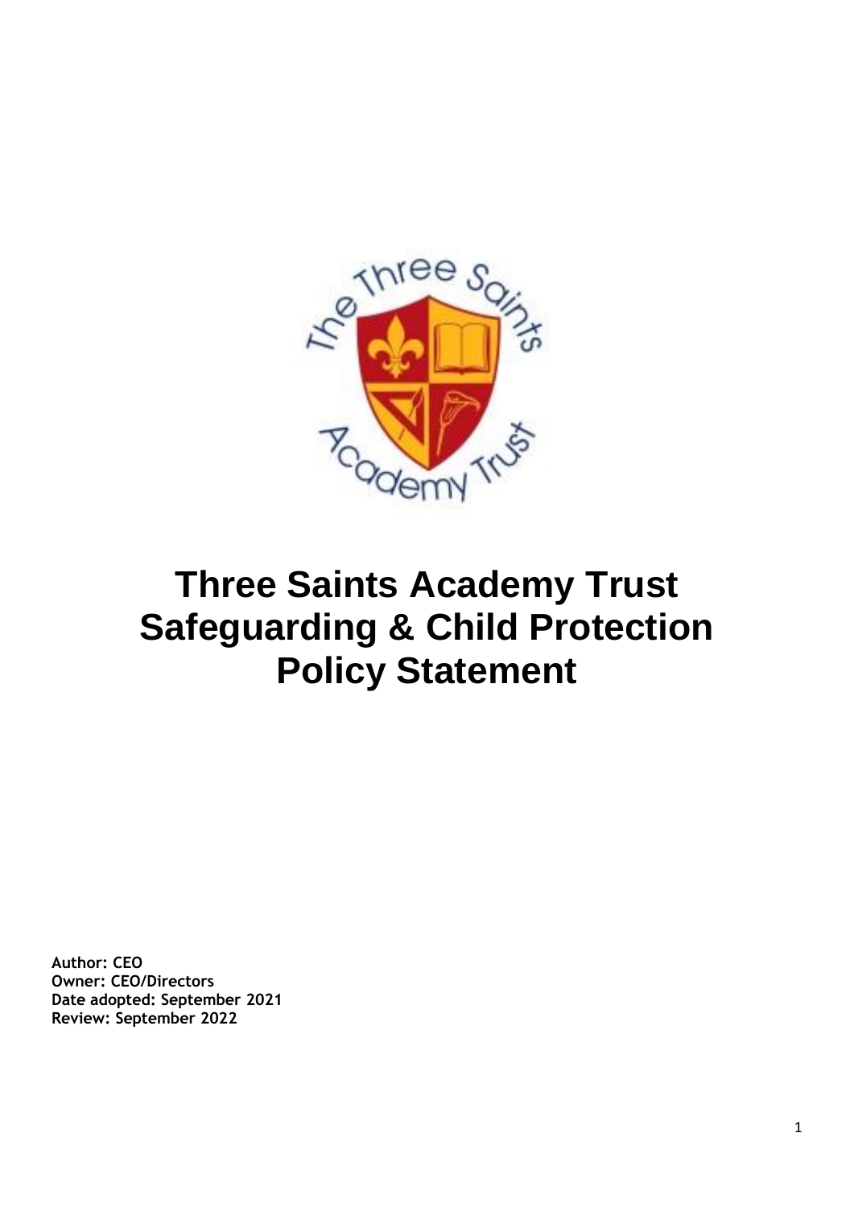# Three Saints Academy Trust Safeguarding & Child Protection Policy Statement

**Author: CEO**
**Owner: CEO/Directors**
**Date adopted: September 2021**
**Review: September 2022**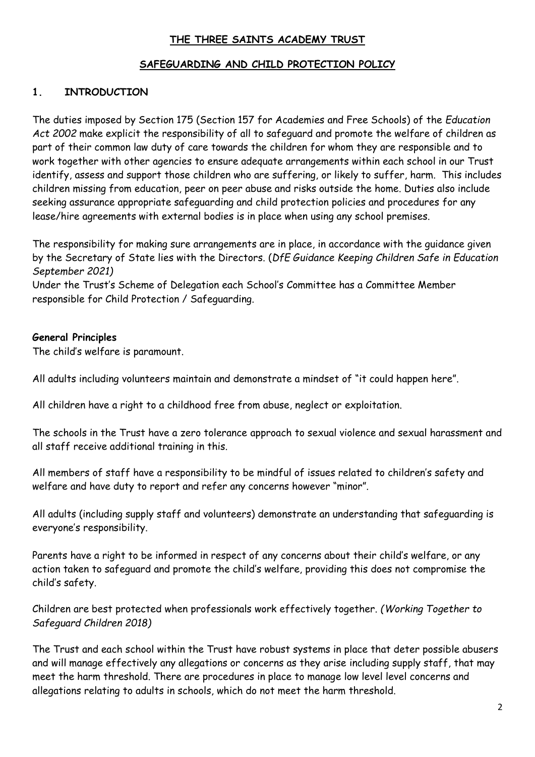# THE THREE SAINTS ACADEMY TRUST

## SAFEGUARDING AND CHILD PROTECTION POLICY

## 1. INTRODUCTION

The duties imposed by Section 175 (Section 157 for Academies and Free Schools) of the *Education Act 2002* make explicit the responsibility of all to safeguard and promote the welfare of children as part of their common law duty of care towards the children for whom they are responsible and to work together with other agencies to ensure adequate arrangements within each school in our Trust identify, assess and support those children who are suffering, or likely to suffer, harm. This includes children missing from education, peer on peer abuse and risks outside the home. Duties also include seeking assurance appropriate safeguarding and child protection policies and procedures for any lease/hire agreements with external bodies is in place when using any school premises.

The responsibility for making sure arrangements are in place, in accordance with the guidance given by the Secretary of State lies with the Directors. (*DfE Guidance Keeping Children Safe in Education September 2021)*

Under the Trust's Scheme of Delegation each School's Committee has a Committee Member responsible for Child Protection / Safeguarding.

**General Principles**

The child's welfare is paramount.

All adults including volunteers maintain and demonstrate a mindset of "it could happen here".

All children have a right to a childhood free from abuse, neglect or exploitation.

The schools in the Trust have a zero tolerance approach to sexual violence and sexual harassment and all staff receive additional training in this.

All members of staff have a responsibility to be mindful of issues related to children's safety and welfare and have duty to report and refer any concerns however "minor".

All adults (including supply staff and volunteers) demonstrate an understanding that safeguarding is everyone's responsibility.

Parents have a right to be informed in respect of any concerns about their child's welfare, or any action taken to safeguard and promote the child's welfare, providing this does not compromise the child's safety.

Children are best protected when professionals work effectively together. *(Working Together to Safeguard Children 2018)*

The Trust and each school within the Trust have robust systems in place that deter possible abusers and will manage effectively any allegations or concerns as they arise including supply staff, that may meet the harm threshold. There are procedures in place to manage low level level concerns and allegations relating to adults in schools, which do not meet the harm threshold.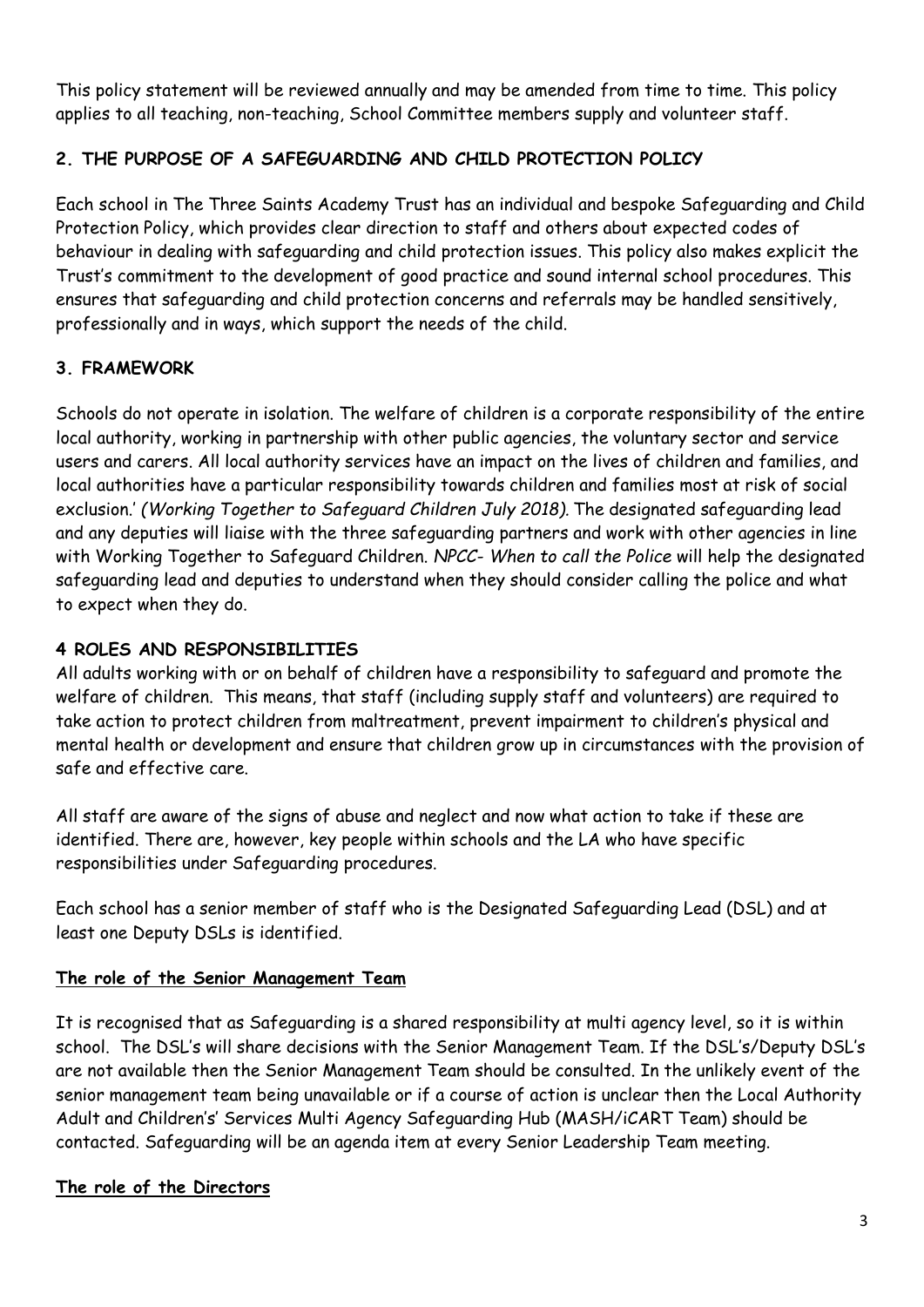This policy statement will be reviewed annually and may be amended from time to time. This policy applies to all teaching, non-teaching, School Committee members supply and volunteer staff.

## 2. THE PURPOSE OF A SAFEGUARDING AND CHILD PROTECTION POLICY

Each school in The Three Saints Academy Trust has an individual and bespoke Safeguarding and Child Protection Policy, which provides clear direction to staff and others about expected codes of behaviour in dealing with safeguarding and child protection issues. This policy also makes explicit the Trust's commitment to the development of good practice and sound internal school procedures. This ensures that safeguarding and child protection concerns and referrals may be handled sensitively, professionally and in ways, which support the needs of the child.

## 3. FRAMEWORK

Schools do not operate in isolation. The welfare of children is a corporate responsibility of the entire local authority, working in partnership with other public agencies, the voluntary sector and service users and carers. All local authority services have an impact on the lives of children and families, and local authorities have a particular responsibility towards children and families most at risk of social exclusion.' *(Working Together to Safeguard Children July 2018).* The designated safeguarding lead and any deputies will liaise with the three safeguarding partners and work with other agencies in line with Working Together to Safeguard Children. *NPCC- When to call the Police* will help the designated safeguarding lead and deputies to understand when they should consider calling the police and what to expect when they do.

## 4 ROLES AND RESPONSIBILITIES

All adults working with or on behalf of children have a responsibility to safeguard and promote the welfare of children. This means, that staff (including supply staff and volunteers) are required to take action to protect children from maltreatment, prevent impairment to children's physical and mental health or development and ensure that children grow up in circumstances with the provision of safe and effective care.

All staff are aware of the signs of abuse and neglect and now what action to take if these are identified. There are, however, key people within schools and the LA who have specific responsibilities under Safeguarding procedures.

Each school has a senior member of staff who is the Designated Safeguarding Lead (DSL) and at least one Deputy DSLs is identified.

**<u>The role of the Senior Management Team</u>**

It is recognised that as Safeguarding is a shared responsibility at multi agency level, so it is within school. The DSL's will share decisions with the Senior Management Team. If the DSL's/Deputy DSL's are not available then the Senior Management Team should be consulted. In the unlikely event of the senior management team being unavailable or if a course of action is unclear then the Local Authority Adult and Children's' Services Multi Agency Safeguarding Hub (MASH/iCART Team) should be contacted. Safeguarding will be an agenda item at every Senior Leadership Team meeting.

**<u>The role of the Directors</u>**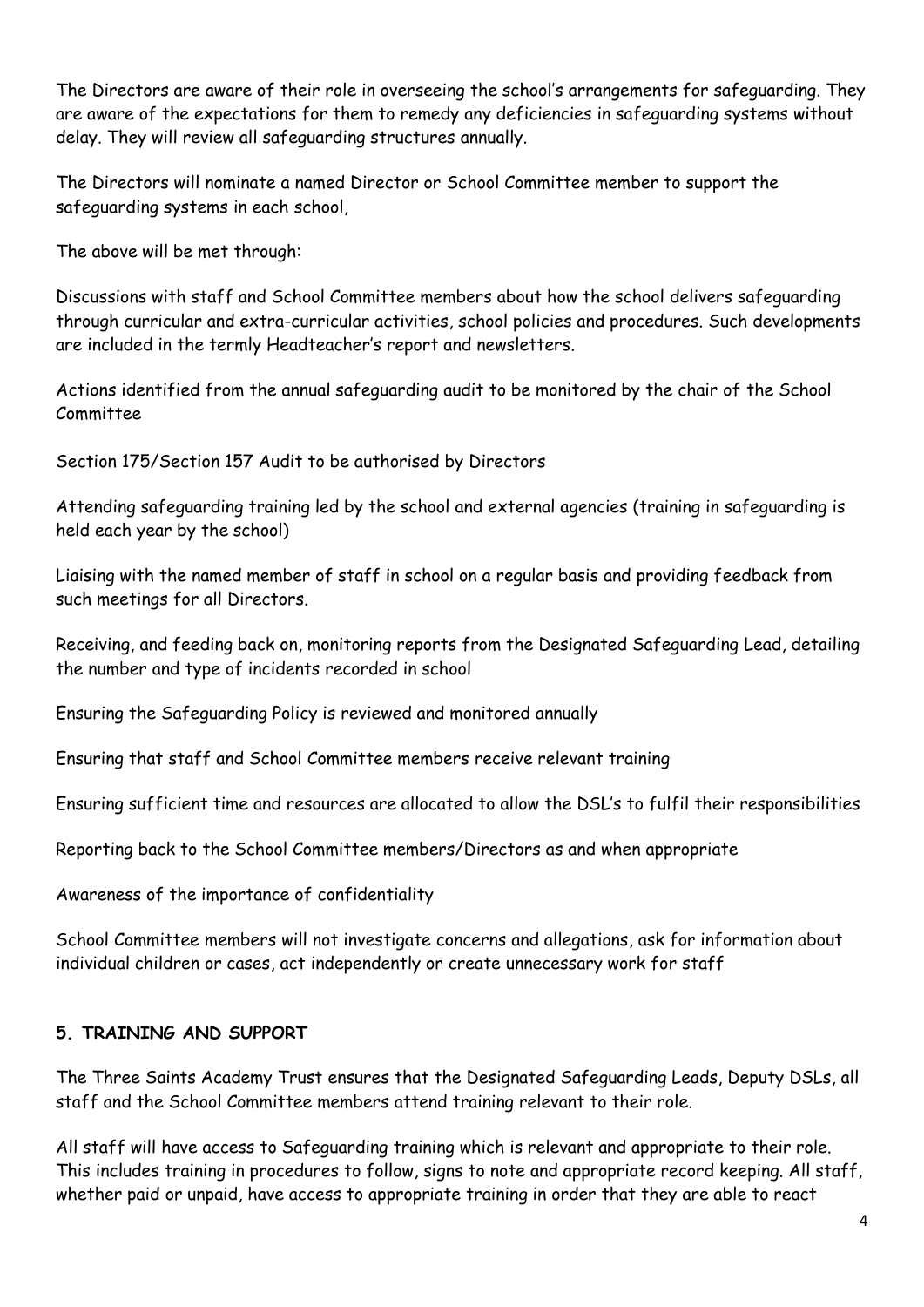The Directors are aware of their role in overseeing the school's arrangements for safeguarding. They are aware of the expectations for them to remedy any deficiencies in safeguarding systems without delay. They will review all safeguarding structures annually.

The Directors will nominate a named Director or School Committee member to support the safeguarding systems in each school,

The above will be met through:

Discussions with staff and School Committee members about how the school delivers safeguarding through curricular and extra-curricular activities, school policies and procedures. Such developments are included in the termly Headteacher's report and newsletters.

Actions identified from the annual safeguarding audit to be monitored by the chair of the School Committee

Section 175/Section 157 Audit to be authorised by Directors

Attending safeguarding training led by the school and external agencies (training in safeguarding is held each year by the school)

Liaising with the named member of staff in school on a regular basis and providing feedback from such meetings for all Directors.

Receiving, and feeding back on, monitoring reports from the Designated Safeguarding Lead, detailing the number and type of incidents recorded in school

Ensuring the Safeguarding Policy is reviewed and monitored annually

Ensuring that staff and School Committee members receive relevant training

Ensuring sufficient time and resources are allocated to allow the DSL's to fulfil their responsibilities

Reporting back to the School Committee members/Directors as and when appropriate

Awareness of the importance of confidentiality

School Committee members will not investigate concerns and allegations, ask for information about individual children or cases, act independently or create unnecessary work for staff

## 5. TRAINING AND SUPPORT

The Three Saints Academy Trust ensures that the Designated Safeguarding Leads, Deputy DSLs, all staff and the School Committee members attend training relevant to their role.

All staff will have access to Safeguarding training which is relevant and appropriate to their role. This includes training in procedures to follow, signs to note and appropriate record keeping. All staff, whether paid or unpaid, have access to appropriate training in order that they are able to react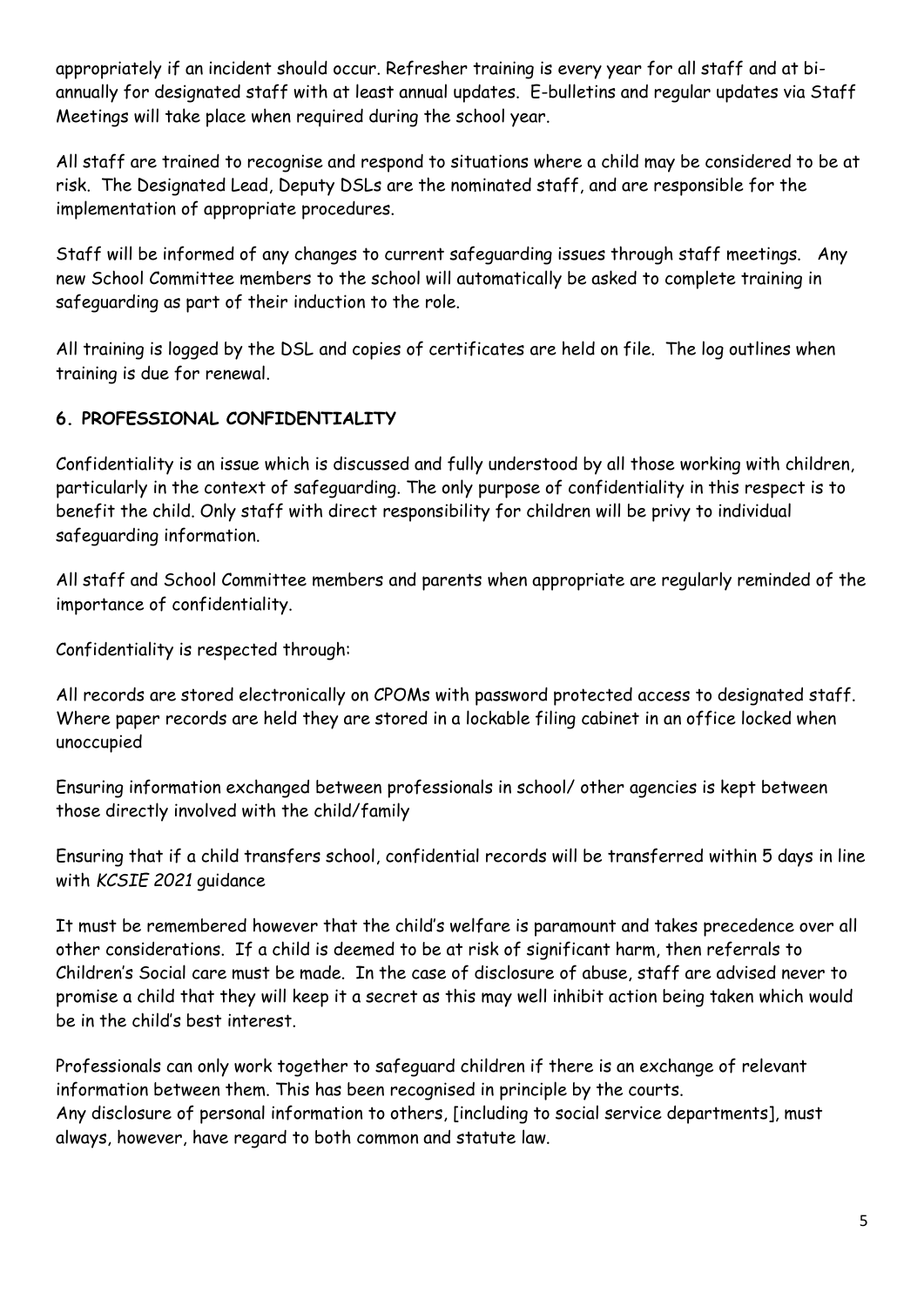appropriately if an incident should occur. Refresher training is every year for all staff and at bi-annually for designated staff with at least annual updates. E-bulletins and regular updates via Staff Meetings will take place when required during the school year.

All staff are trained to recognise and respond to situations where a child may be considered to be at risk. The Designated Lead, Deputy DSLs are the nominated staff, and are responsible for the implementation of appropriate procedures.

Staff will be informed of any changes to current safeguarding issues through staff meetings. Any new School Committee members to the school will automatically be asked to complete training in safeguarding as part of their induction to the role.

All training is logged by the DSL and copies of certificates are held on file. The log outlines when training is due for renewal.

## 6. PROFESSIONAL CONFIDENTIALITY

Confidentiality is an issue which is discussed and fully understood by all those working with children, particularly in the context of safeguarding. The only purpose of confidentiality in this respect is to benefit the child. Only staff with direct responsibility for children will be privy to individual safeguarding information.

All staff and School Committee members and parents when appropriate are regularly reminded of the importance of confidentiality.

Confidentiality is respected through:

All records are stored electronically on CPOMs with password protected access to designated staff. Where paper records are held they are stored in a lockable filing cabinet in an office locked when unoccupied

Ensuring information exchanged between professionals in school/ other agencies is kept between those directly involved with the child/family

Ensuring that if a child transfers school, confidential records will be transferred within 5 days in line with *KCSIE 2021* guidance

It must be remembered however that the child's welfare is paramount and takes precedence over all other considerations. If a child is deemed to be at risk of significant harm, then referrals to Children's Social care must be made. In the case of disclosure of abuse, staff are advised never to promise a child that they will keep it a secret as this may well inhibit action being taken which would be in the child's best interest.

Professionals can only work together to safeguard children if there is an exchange of relevant information between them. This has been recognised in principle by the courts.
Any disclosure of personal information to others, [including to social service departments], must always, however, have regard to both common and statute law.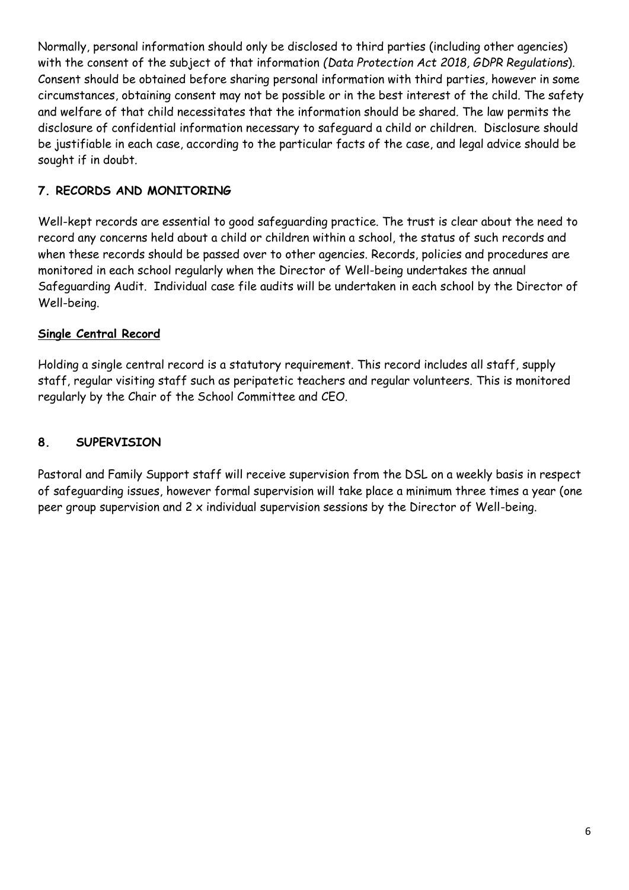Normally, personal information should only be disclosed to third parties (including other agencies) with the consent of the subject of that information *(Data Protection Act 2018, GDPR Regulations*). Consent should be obtained before sharing personal information with third parties, however in some circumstances, obtaining consent may not be possible or in the best interest of the child. The safety and welfare of that child necessitates that the information should be shared. The law permits the disclosure of confidential information necessary to safeguard a child or children. Disclosure should be justifiable in each case, according to the particular facts of the case, and legal advice should be sought if in doubt.

## 7. RECORDS AND MONITORING

Well-kept records are essential to good safeguarding practice. The trust is clear about the need to record any concerns held about a child or children within a school, the status of such records and when these records should be passed over to other agencies. Records, policies and procedures are monitored in each school regularly when the Director of Well-being undertakes the annual Safeguarding Audit. Individual case file audits will be undertaken in each school by the Director of Well-being.

### Single Central Record

Holding a single central record is a statutory requirement. This record includes all staff, supply staff, regular visiting staff such as peripatetic teachers and regular volunteers. This is monitored regularly by the Chair of the School Committee and CEO.

## 8. SUPERVISION

Pastoral and Family Support staff will receive supervision from the DSL on a weekly basis in respect of safeguarding issues, however formal supervision will take place a minimum three times a year (one peer group supervision and 2 x individual supervision sessions by the Director of Well-being.